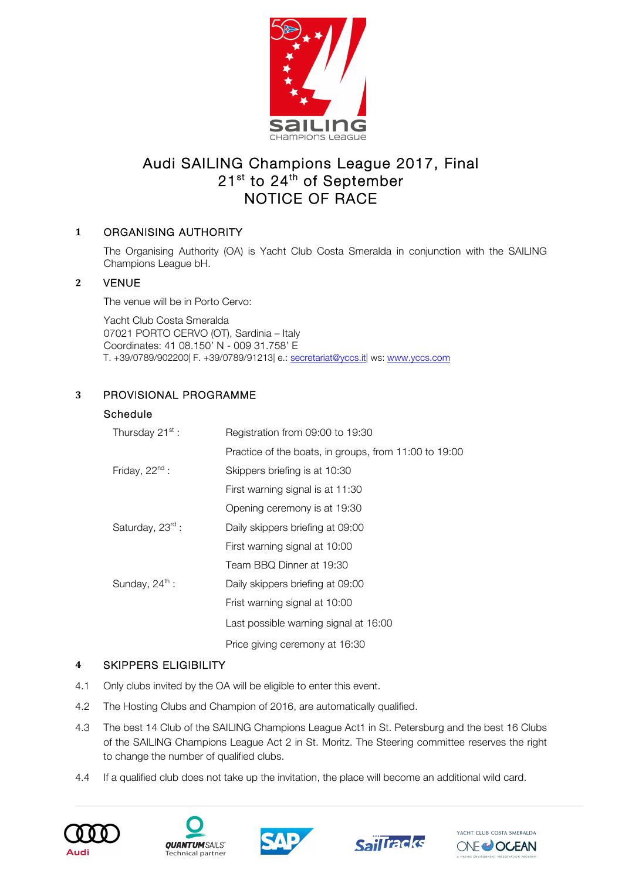# Audi SAILING Champions League 2017, Final

## 21st to 24th of September

## NOTICE OF RACE

### 1 ORGANISING AUTHORITY

The Organising Authority (OA) is Yacht Club Costa Smeralda in conjunction with the SAILING Champions League bH.

### 2 VENUE

The venue will be in Porto Cervo:

Yacht Club Costa Smeralda
07021 PORTO CERVO (OT), Sardinia – Italy
Coordinates: 41 08.150' N - 009 31.758' E
T. +39/0789/902200| F. +39/0789/91213| e.: secretariat@yccs.it| ws: www.yccs.com

### 3 PROVISIONAL PROGRAMME

**Schedule**

| | |
|---|---|
| Thursday 21st : | Registration from 09:00 to 19:30 |
| | Practice of the boats, in groups, from 11:00 to 19:00 |
| Friday, 22nd : | Skippers briefing is at 10:30 |
| | First warning signal is at 11:30 |
| | Opening ceremony is at 19:30 |
| Saturday, 23rd : | Daily skippers briefing at 09:00 |
| | First warning signal at 10:00 |
| | Team BBQ Dinner at 19:30 |
| Sunday, 24th : | Daily skippers briefing at 09:00 |
| | Frist warning signal at 10:00 |
| | Last possible warning signal at 16:00 |
| | Price giving ceremony at 16:30 |

### 4 SKIPPERS ELIGIBILITY

4.1 Only clubs invited by the OA will be eligible to enter this event.

4.2 The Hosting Clubs and Champion of 2016, are automatically qualified.

4.3 The best 14 Club of the SAILING Champions League Act1 in St. Petersburg and the best 16 Clubs of the SAILING Champions League Act 2 in St. Moritz. The Steering committee reserves the right to change the number of qualified clubs.

4.4 If a qualified club does not take up the invitation, the place will become an additional wild card.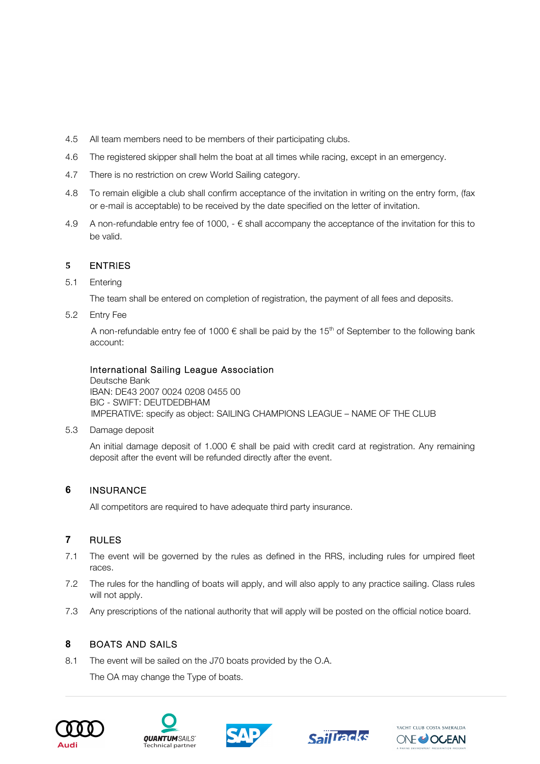4.5 All team members need to be members of their participating clubs.

4.6 The registered skipper shall helm the boat at all times while racing, except in an emergency.

4.7 There is no restriction on crew World Sailing category.

4.8 To remain eligible a club shall confirm acceptance of the invitation in writing on the entry form, (fax or e-mail is acceptable) to be received by the date specified on the letter of invitation.

4.9 A non-refundable entry fee of 1000, - € shall accompany the acceptance of the invitation for this to be valid.

## 5 ENTRIES

5.1 Entering

The team shall be entered on completion of registration, the payment of all fees and deposits.

5.2 Entry Fee

A non-refundable entry fee of 1000 € shall be paid by the 15th of September to the following bank account:

International Sailing League Association
Deutsche Bank
IBAN: DE43 2007 0024 0208 0455 00
BIC - SWIFT: DEUTDEDBHAM
IMPERATIVE: specify as object: SAILING CHAMPIONS LEAGUE – NAME OF THE CLUB

5.3 Damage deposit

An initial damage deposit of 1.000 € shall be paid with credit card at registration. Any remaining deposit after the event will be refunded directly after the event.

## 6 INSURANCE

All competitors are required to have adequate third party insurance.

## 7 RULES

7.1 The event will be governed by the rules as defined in the RRS, including rules for umpired fleet races.

7.2 The rules for the handling of boats will apply, and will also apply to any practice sailing. Class rules will not apply.

7.3 Any prescriptions of the national authority that will apply will be posted on the official notice board.

## 8 BOATS AND SAILS

8.1 The event will be sailed on the J70 boats provided by the O.A.

The OA may change the Type of boats.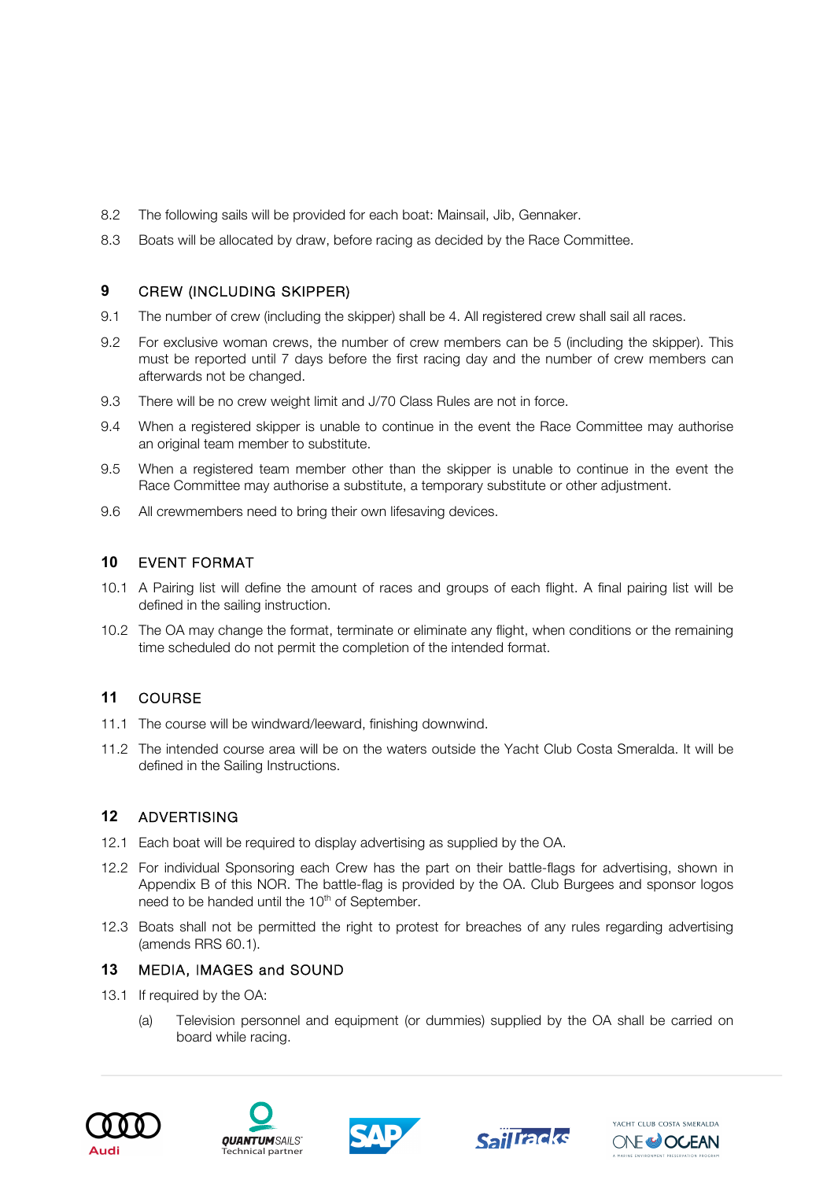8.2 The following sails will be provided for each boat: Mainsail, Jib, Gennaker.

8.3 Boats will be allocated by draw, before racing as decided by the Race Committee.

## 9 CREW (INCLUDING SKIPPER)

9.1 The number of crew (including the skipper) shall be 4. All registered crew shall sail all races.

9.2 For exclusive woman crews, the number of crew members can be 5 (including the skipper). This must be reported until 7 days before the first racing day and the number of crew members can afterwards not be changed.

9.3 There will be no crew weight limit and J/70 Class Rules are not in force.

9.4 When a registered skipper is unable to continue in the event the Race Committee may authorise an original team member to substitute.

9.5 When a registered team member other than the skipper is unable to continue in the event the Race Committee may authorise a substitute, a temporary substitute or other adjustment.

9.6 All crewmembers need to bring their own lifesaving devices.

## 10 EVENT FORMAT

10.1 A Pairing list will define the amount of races and groups of each flight. A final pairing list will be defined in the sailing instruction.

10.2 The OA may change the format, terminate or eliminate any flight, when conditions or the remaining time scheduled do not permit the completion of the intended format.

## 11 COURSE

11.1 The course will be windward/leeward, finishing downwind.

11.2 The intended course area will be on the waters outside the Yacht Club Costa Smeralda. It will be defined in the Sailing Instructions.

## 12 ADVERTISING

12.1 Each boat will be required to display advertising as supplied by the OA.

12.2 For individual Sponsoring each Crew has the part on their battle-flags for advertising, shown in Appendix B of this NOR. The battle-flag is provided by the OA. Club Burgees and sponsor logos need to be handed until the 10th of September.

12.3 Boats shall not be permitted the right to protest for breaches of any rules regarding advertising (amends RRS 60.1).

## 13 MEDIA, IMAGES and SOUND

13.1 If required by the OA:

(a) Television personnel and equipment (or dummies) supplied by the OA shall be carried on board while racing.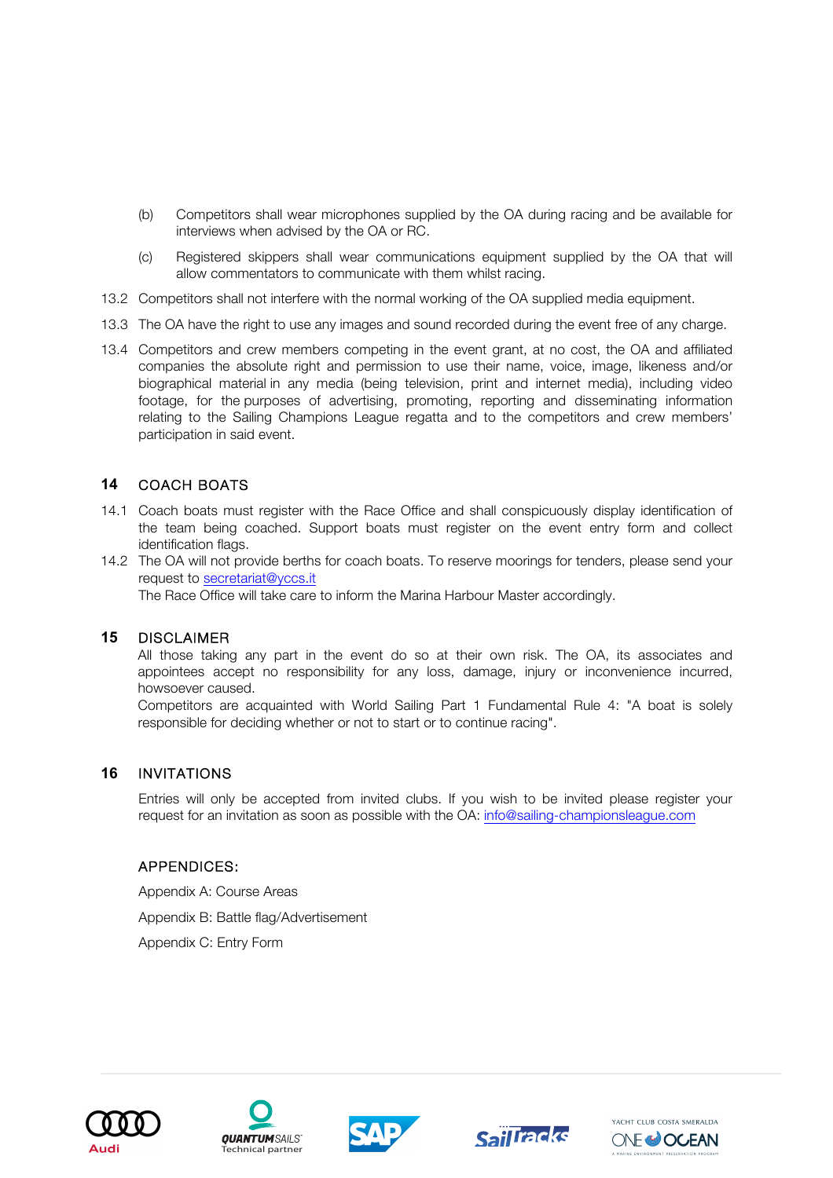(b) Competitors shall wear microphones supplied by the OA during racing and be available for interviews when advised by the OA or RC.

(c) Registered skippers shall wear communications equipment supplied by the OA that will allow commentators to communicate with them whilst racing.

13.2 Competitors shall not interfere with the normal working of the OA supplied media equipment.

13.3 The OA have the right to use any images and sound recorded during the event free of any charge.

13.4 Competitors and crew members competing in the event grant, at no cost, the OA and affiliated companies the absolute right and permission to use their name, voice, image, likeness and/or biographical material in any media (being television, print and internet media), including video footage, for the purposes of advertising, promoting, reporting and disseminating information relating to the Sailing Champions League regatta and to the competitors and crew members' participation in said event.

## 14 COACH BOATS

14.1 Coach boats must register with the Race Office and shall conspicuously display identification of the team being coached. Support boats must register on the event entry form and collect identification flags.

14.2 The OA will not provide berths for coach boats. To reserve moorings for tenders, please send your request to secretariat@yccs.it

The Race Office will take care to inform the Marina Harbour Master accordingly.

## 15 DISCLAIMER

All those taking any part in the event do so at their own risk. The OA, its associates and appointees accept no responsibility for any loss, damage, injury or inconvenience incurred, howsoever caused.

Competitors are acquainted with World Sailing Part 1 Fundamental Rule 4: "A boat is solely responsible for deciding whether or not to start or to continue racing".

## 16 INVITATIONS

Entries will only be accepted from invited clubs. If you wish to be invited please register your request for an invitation as soon as possible with the OA: info@sailing-championsleague.com

### APPENDICES:

Appendix A: Course Areas

Appendix B: Battle flag/Advertisement

Appendix C: Entry Form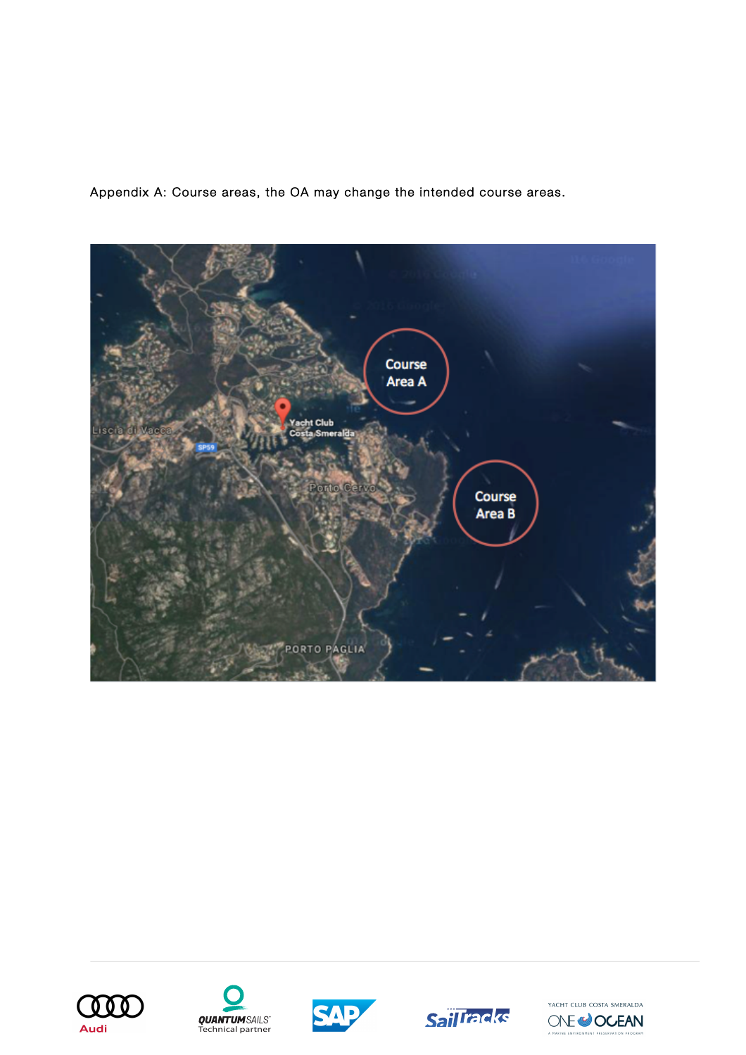Appendix A: Course areas, the OA may change the intended course areas.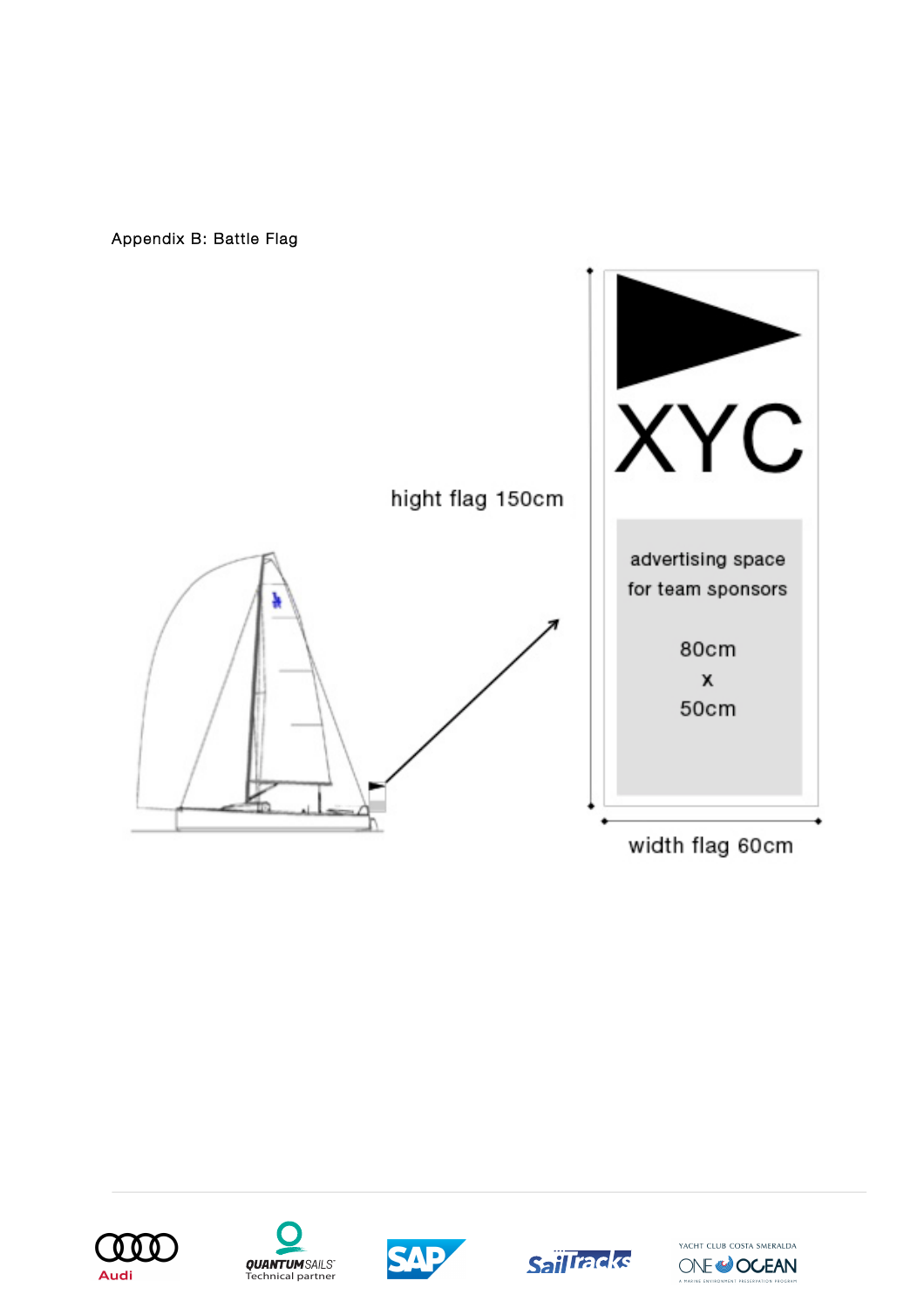Appendix B: Battle Flag

hight flag 150cm

XYC

advertising space
for team sponsors

80cm
x
50cm

width flag 60cm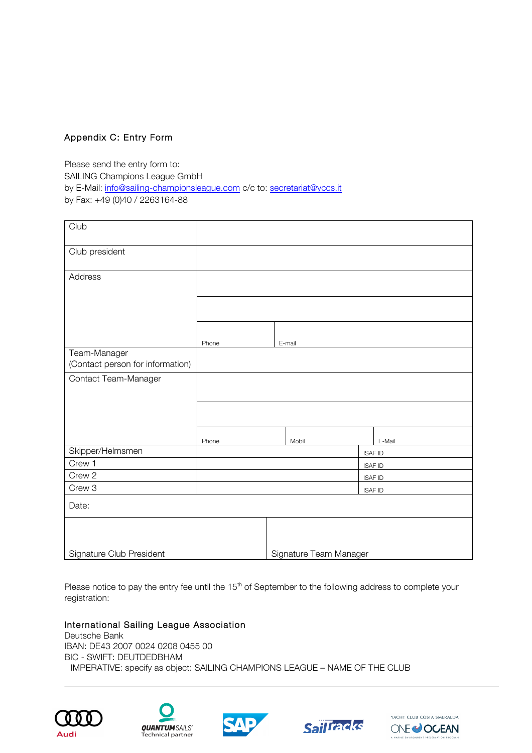## Appendix C: Entry Form

Please send the entry form to:
SAILING Champions League GmbH
by E-Mail: info@sailing-championsleague.com c/c to: secretariat@yccs.it
by Fax: +49 (0)40 / 2263164-88

| | | | |
|---|---|---|---|
| Club | | | |
| Club president | | | |
| Address | | | |
| | | | |
| | Phone | E-mail | |
| Team-Manager (Contact person for information) | | | |
| Contact Team-Manager | | | |
| | | | |
| | Phone | Mobil | E-Mail |
| Skipper/Helmsmen | | ISAF ID | |
| Crew 1 | | ISAF ID | |
| Crew 2 | | ISAF ID | |
| Crew 3 | | ISAF ID | |
| Date: | | | |
| Signature Club President | | Signature Team Manager | |

Please notice to pay the entry fee until the 15th of September to the following address to complete your registration:

International Sailing League Association
Deutsche Bank
IBAN: DE43 2007 0024 0208 0455 00
BIC - SWIFT: DEUTDEDBHAM
IMPERATIVE: specify as object: SAILING CHAMPIONS LEAGUE – NAME OF THE CLUB

Audi
QUANTUM SAILS Technical partner
SAP
SailTracks
YACHT CLUB COSTA SMERALDA ONE OCEAN A MARINE ENVIRONMENT PRESERVATION PROGRAM